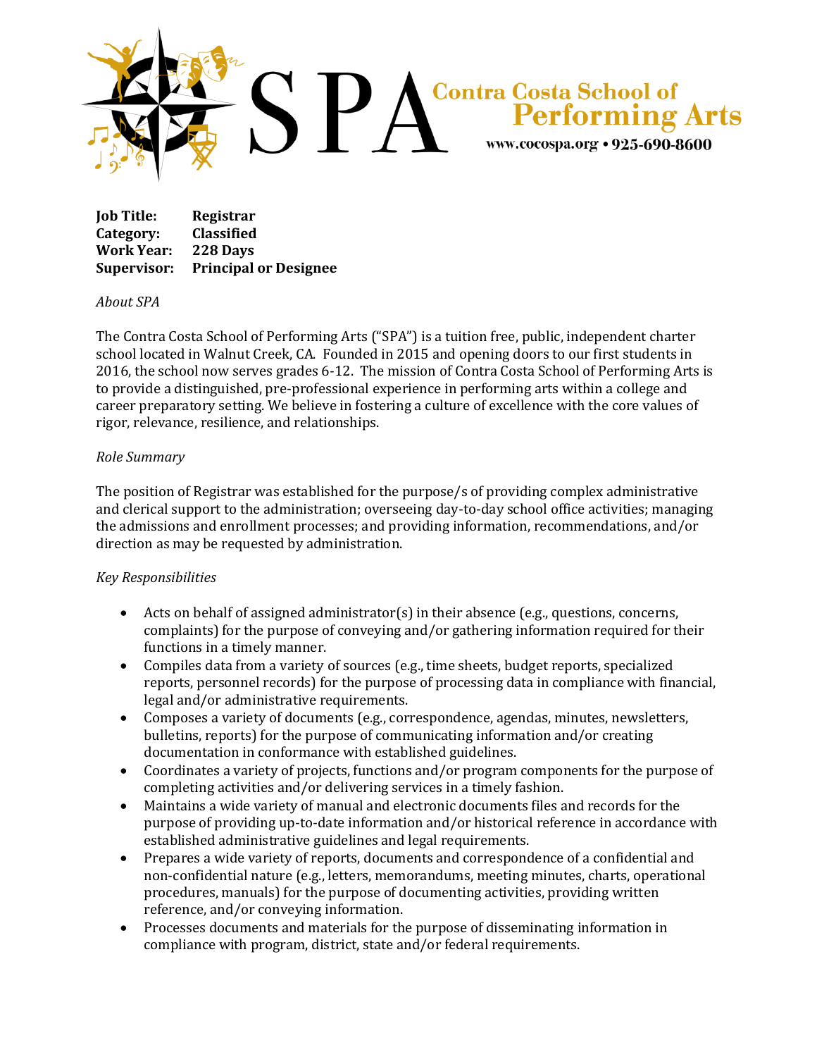# SPA Contra Costa School of Performing Arts

www.cocospa.org • 925-690-8600

**Job Title:** **Registrar**
**Category:** **Classified**
**Work Year:** **228 Days**
**Supervisor:** **Principal or Designee**

*About SPA*

The Contra Costa School of Performing Arts ("SPA") is a tuition free, public, independent charter school located in Walnut Creek, CA. Founded in 2015 and opening doors to our first students in 2016, the school now serves grades 6-12. The mission of Contra Costa School of Performing Arts is to provide a distinguished, pre-professional experience in performing arts within a college and career preparatory setting. We believe in fostering a culture of excellence with the core values of rigor, relevance, resilience, and relationships.

*Role Summary*

The position of Registrar was established for the purpose/s of providing complex administrative and clerical support to the administration; overseeing day-to-day school office activities; managing the admissions and enrollment processes; and providing information, recommendations, and/or direction as may be requested by administration.

*Key Responsibilities*

- Acts on behalf of assigned administrator(s) in their absence (e.g., questions, concerns, complaints) for the purpose of conveying and/or gathering information required for their functions in a timely manner.
- Compiles data from a variety of sources (e.g., time sheets, budget reports, specialized reports, personnel records) for the purpose of processing data in compliance with financial, legal and/or administrative requirements.
- Composes a variety of documents (e.g., correspondence, agendas, minutes, newsletters, bulletins, reports) for the purpose of communicating information and/or creating documentation in conformance with established guidelines.
- Coordinates a variety of projects, functions and/or program components for the purpose of completing activities and/or delivering services in a timely fashion.
- Maintains a wide variety of manual and electronic documents files and records for the purpose of providing up-to-date information and/or historical reference in accordance with established administrative guidelines and legal requirements.
- Prepares a wide variety of reports, documents and correspondence of a confidential and non-confidential nature (e.g., letters, memorandums, meeting minutes, charts, operational procedures, manuals) for the purpose of documenting activities, providing written reference, and/or conveying information.
- Processes documents and materials for the purpose of disseminating information in compliance with program, district, state and/or federal requirements.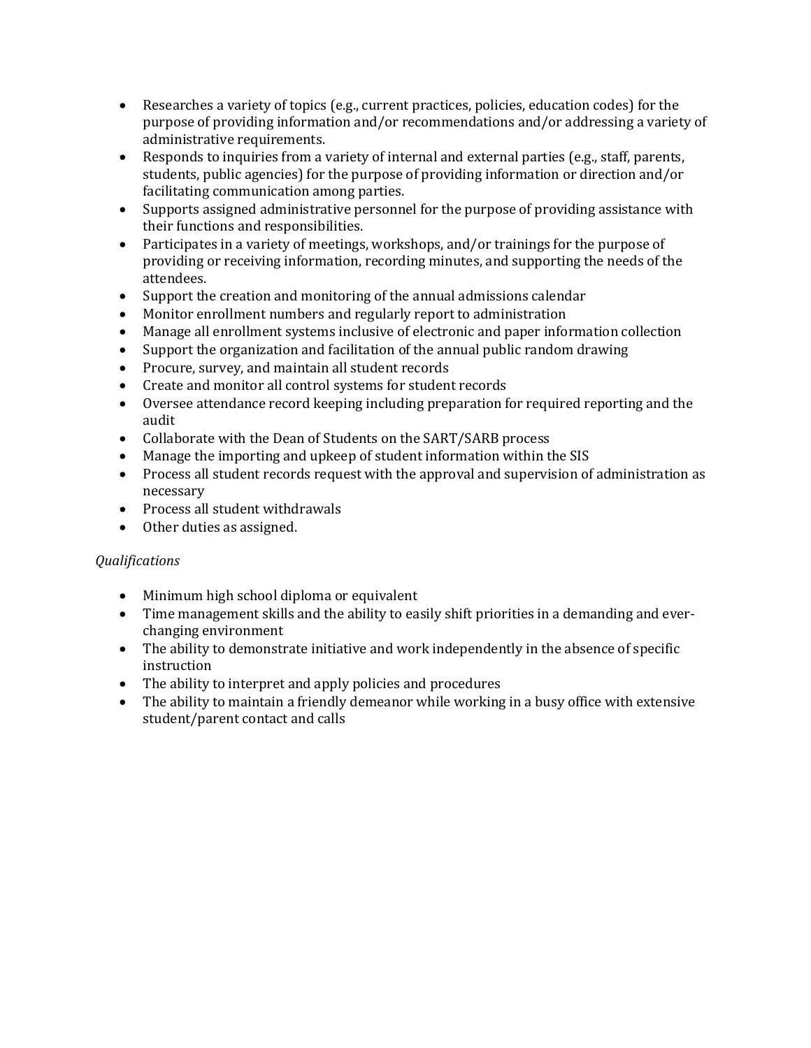- Researches a variety of topics (e.g., current practices, policies, education codes) for the purpose of providing information and/or recommendations and/or addressing a variety of administrative requirements.
- Responds to inquiries from a variety of internal and external parties (e.g., staff, parents, students, public agencies) for the purpose of providing information or direction and/or facilitating communication among parties.
- Supports assigned administrative personnel for the purpose of providing assistance with their functions and responsibilities.
- Participates in a variety of meetings, workshops, and/or trainings for the purpose of providing or receiving information, recording minutes, and supporting the needs of the attendees.
- Support the creation and monitoring of the annual admissions calendar
- Monitor enrollment numbers and regularly report to administration
- Manage all enrollment systems inclusive of electronic and paper information collection
- Support the organization and facilitation of the annual public random drawing
- Procure, survey, and maintain all student records
- Create and monitor all control systems for student records
- Oversee attendance record keeping including preparation for required reporting and the audit
- Collaborate with the Dean of Students on the SART/SARB process
- Manage the importing and upkeep of student information within the SIS
- Process all student records request with the approval and supervision of administration as necessary
- Process all student withdrawals
- Other duties as assigned.

*Qualifications*

- Minimum high school diploma or equivalent
- Time management skills and the ability to easily shift priorities in a demanding and ever-changing environment
- The ability to demonstrate initiative and work independently in the absence of specific instruction
- The ability to interpret and apply policies and procedures
- The ability to maintain a friendly demeanor while working in a busy office with extensive student/parent contact and calls